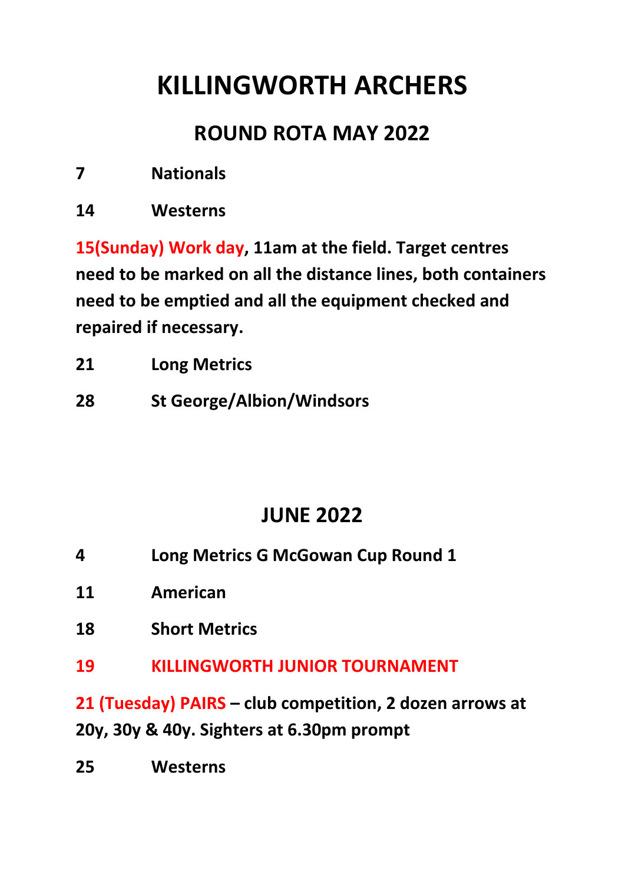# KILLINGWORTH ARCHERS

## ROUND ROTA MAY 2022

**7 Nationals**

**14 Westerns**

**15(Sunday) Work day, 11am at the field. Target centres need to be marked on all the distance lines, both containers need to be emptied and all the equipment checked and repaired if necessary.**

**21 Long Metrics**

**28 St George/Albion/Windsors**

## JUNE 2022

**4 Long Metrics G McGowan Cup Round 1**

**11 American**

**18 Short Metrics**

**19 KILLINGWORTH JUNIOR TOURNAMENT**

**21 (Tuesday) PAIRS – club competition, 2 dozen arrows at 20y, 30y & 40y. Sighters at 6.30pm prompt**

**25 Westerns**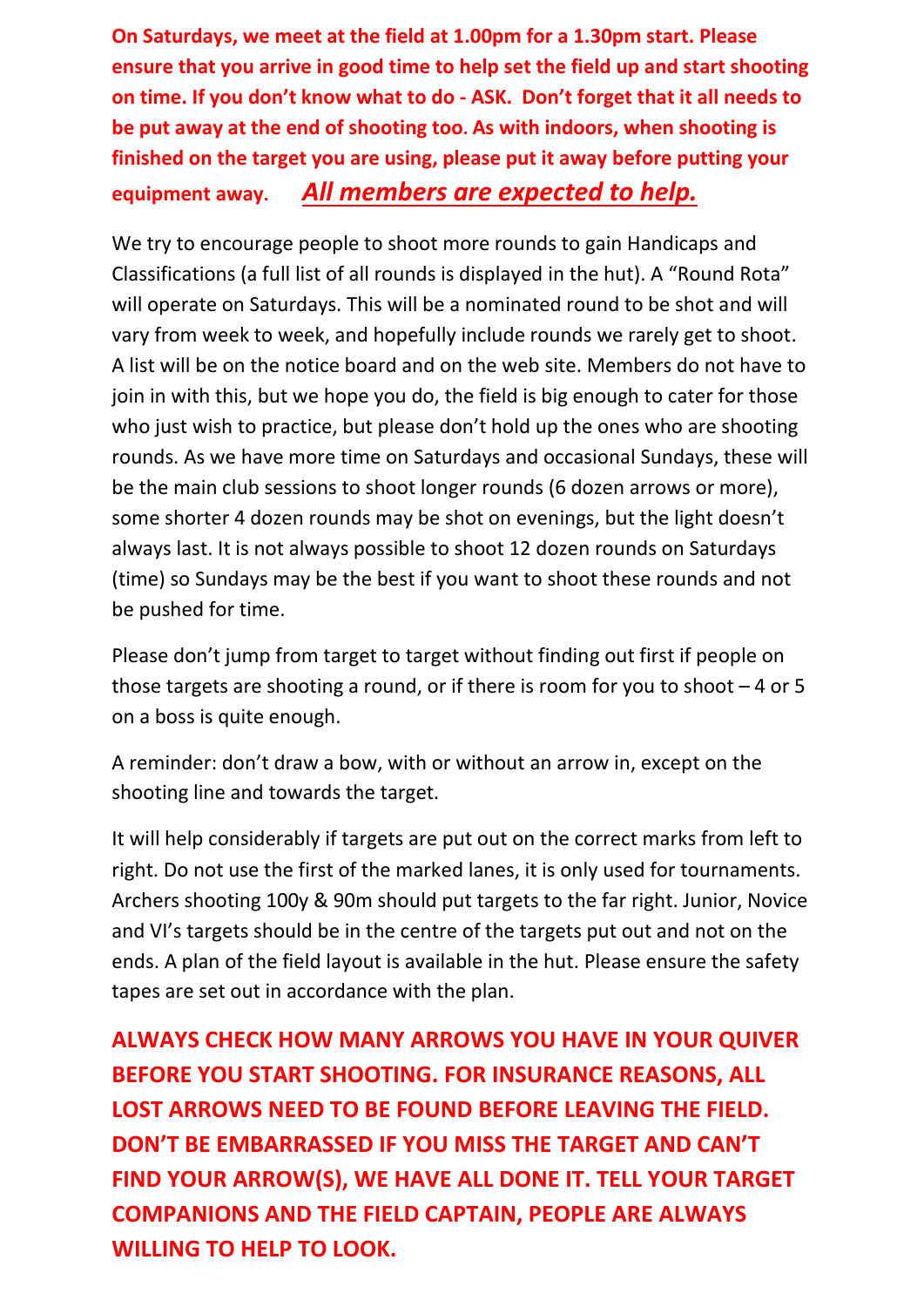**On Saturdays, we meet at the field at 1.00pm for a 1.30pm start. Please ensure that you arrive in good time to help set the field up and start shooting on time. If you don't know what to do - ASK. Don't forget that it all needs to be put away at the end of shooting too. As with indoors, when shooting is finished on the target you are using, please put it away before putting your equipment away.** ***All members are expected to help.***

We try to encourage people to shoot more rounds to gain Handicaps and Classifications (a full list of all rounds is displayed in the hut). A "Round Rota" will operate on Saturdays. This will be a nominated round to be shot and will vary from week to week, and hopefully include rounds we rarely get to shoot. A list will be on the notice board and on the web site. Members do not have to join in with this, but we hope you do, the field is big enough to cater for those who just wish to practice, but please don't hold up the ones who are shooting rounds. As we have more time on Saturdays and occasional Sundays, these will be the main club sessions to shoot longer rounds (6 dozen arrows or more), some shorter 4 dozen rounds may be shot on evenings, but the light doesn't always last. It is not always possible to shoot 12 dozen rounds on Saturdays (time) so Sundays may be the best if you want to shoot these rounds and not be pushed for time.

Please don't jump from target to target without finding out first if people on those targets are shooting a round, or if there is room for you to shoot – 4 or 5 on a boss is quite enough.

A reminder: don't draw a bow, with or without an arrow in, except on the shooting line and towards the target.

It will help considerably if targets are put out on the correct marks from left to right. Do not use the first of the marked lanes, it is only used for tournaments. Archers shooting 100y & 90m should put targets to the far right. Junior, Novice and VI's targets should be in the centre of the targets put out and not on the ends. A plan of the field layout is available in the hut. Please ensure the safety tapes are set out in accordance with the plan.

**ALWAYS CHECK HOW MANY ARROWS YOU HAVE IN YOUR QUIVER BEFORE YOU START SHOOTING. FOR INSURANCE REASONS, ALL LOST ARROWS NEED TO BE FOUND BEFORE LEAVING THE FIELD. DON'T BE EMBARRASSED IF YOU MISS THE TARGET AND CAN'T FIND YOUR ARROW(S), WE HAVE ALL DONE IT. TELL YOUR TARGET COMPANIONS AND THE FIELD CAPTAIN, PEOPLE ARE ALWAYS WILLING TO HELP TO LOOK.**